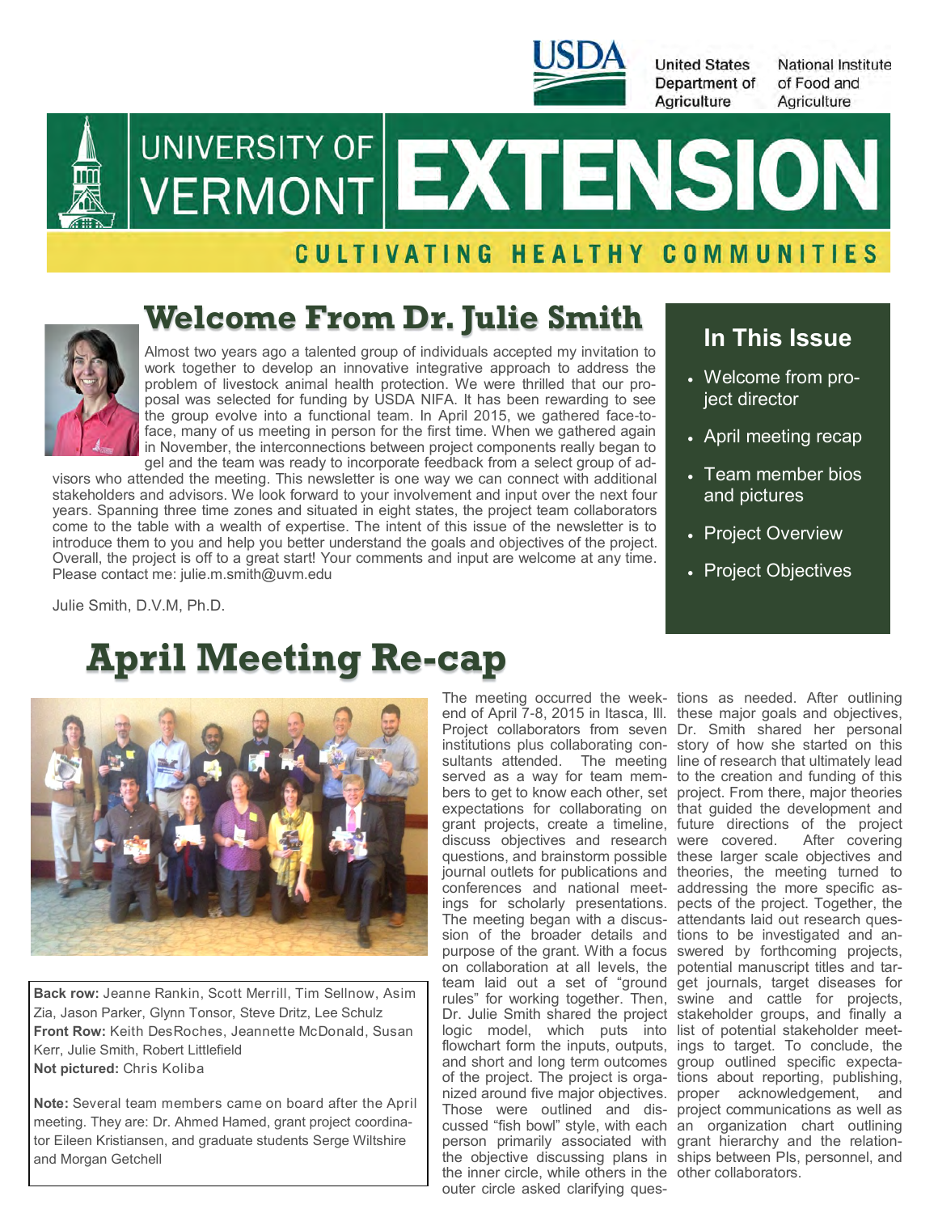United States Department of Agriculture

National Institute of Food and Agriculture

# UNIVERSITY OF VERMONT EXTENSION

CULTIVATING HEALTHY COMMUNITIES

## Welcome From Dr. Julie Smith

Almost two years ago a talented group of individuals accepted my invitation to work together to develop an innovative integrative approach to address the problem of livestock animal health protection. We were thrilled that our proposal was selected for funding by USDA NIFA. It has been rewarding to see the group evolve into a functional team. In April 2015, we gathered face-to-face, many of us meeting in person for the first time. When we gathered again in November, the interconnections between project components really began to gel and the team was ready to incorporate feedback from a select group of advisors who attended the meeting. This newsletter is one way we can connect with additional stakeholders and advisors. We look forward to your involvement and input over the next four years. Spanning three time zones and situated in eight states, the project team collaborators come to the table with a wealth of expertise. The intent of this issue of the newsletter is to introduce them to you and help you better understand the goals and objectives of the project. Overall, the project is off to a great start! Your comments and input are welcome at any time. Please contact me: julie.m.smith@uvm.edu

Julie Smith, D.V.M, Ph.D.

### In This Issue

- Welcome from project director
- April meeting recap
- Team member bios and pictures
- Project Overview
- Project Objectives

## April Meeting Re-cap

**Back row:** Jeanne Rankin, Scott Merrill, Tim Sellnow, Asim Zia, Jason Parker, Glynn Tonsor, Steve Dritz, Lee Schulz
**Front Row:** Keith DesRoches, Jeannette McDonald, Susan Kerr, Julie Smith, Robert Littlefield
**Not pictured:** Chris Koliba

**Note:** Several team members came on board after the April meeting. They are: Dr. Ahmed Hamed, grant project coordinator Eileen Kristiansen, and graduate students Serge Wiltshire and Morgan Getchell

The meeting occurred the weekend of April 7-8, 2015 in Itasca, Ill. Project collaborators from seven institutions plus collaborating consultants attended. The meeting served as a way for team members to get to know each other, set expectations for collaborating on grant projects, create a timeline, discuss objectives and research questions, and brainstorm possible journal outlets for publications and conferences and national meetings for scholarly presentations. The meeting began with a discussion of the broader details and purpose of the grant. With a focus on collaboration at all levels, the team laid out a set of "ground rules" for working together. Then, Dr. Julie Smith shared the project logic model, which puts into flowchart form the inputs, outputs, and short and long term outcomes of the project. The project is organized around five major objectives. Those were outlined and discussed "fish bowl" style, with each person primarily associated with the objective discussing plans in the inner circle, while others in the outer circle asked clarifying questions as needed. After outlining these major goals and objectives, Dr. Smith shared her personal story of how she started on this line of research that ultimately lead to the creation and funding of this project. From there, major theories that guided the development and future directions of the project were covered. After covering these larger scale objectives and theories, the meeting turned to addressing the more specific aspects of the project. Together, the attendants laid out research questions to be investigated and answered by forthcoming projects, potential manuscript titles and target journals, target diseases for swine and cattle for projects, stakeholder groups, and finally a list of potential stakeholder meetings to target. To conclude, the group outlined specific expectations about reporting, publishing, proper acknowledgement, and project communications as well as an organization chart outlining grant hierarchy and the relationships between PIs, personnel, and other collaborators.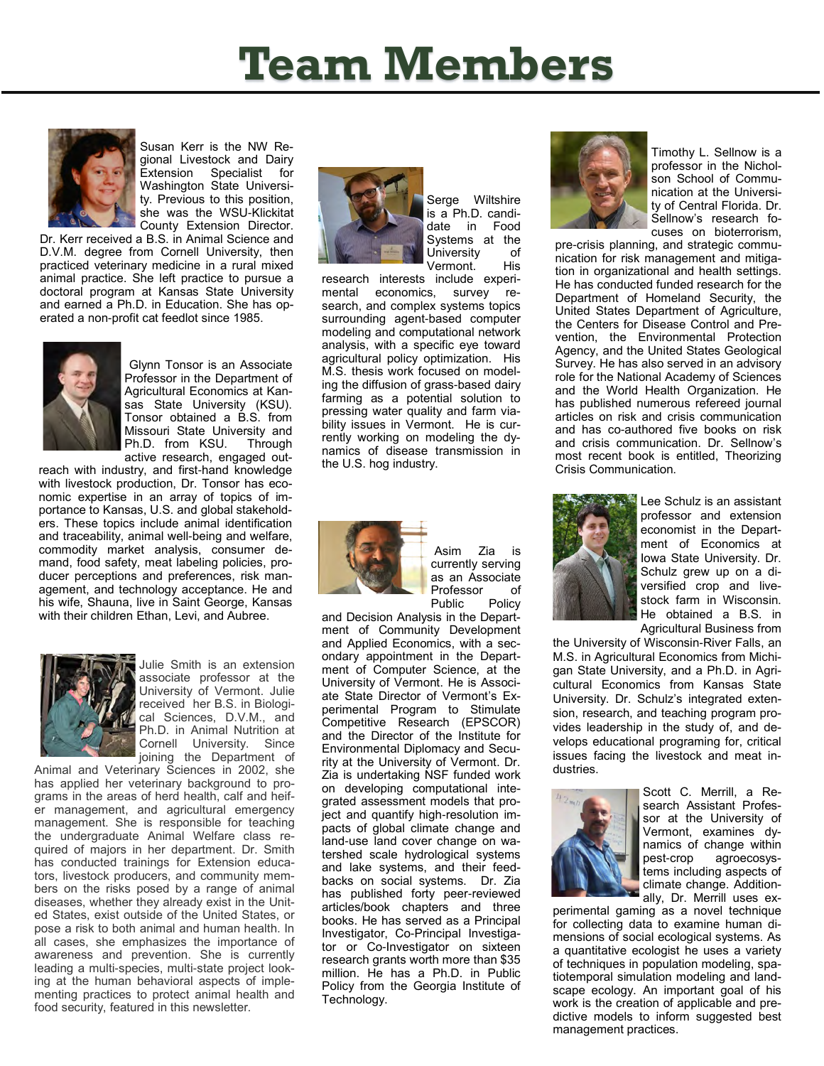# Team Members

Susan Kerr is the NW Regional Livestock and Dairy Extension Specialist for Washington State University. Previous to this position, she was the WSU-Klickitat County Extension Director. Dr. Kerr received a B.S. in Animal Science and D.V.M. degree from Cornell University, then practiced veterinary medicine in a rural mixed animal practice. She left practice to pursue a doctoral program at Kansas State University and earned a Ph.D. in Education. She has operated a non-profit cat feedlot since 1985.

Glynn Tonsor is an Associate Professor in the Department of Agricultural Economics at Kansas State University (KSU). Tonsor obtained a B.S. from Missouri State University and Ph.D. from KSU. Through active research, engaged outreach with industry, and first-hand knowledge with livestock production, Dr. Tonsor has economic expertise in an array of topics of importance to Kansas, U.S. and global stakeholders. These topics include animal identification and traceability, animal well-being and welfare, commodity market analysis, consumer demand, food safety, meat labeling policies, producer perceptions and preferences, risk management, and technology acceptance. He and his wife, Shauna, live in Saint George, Kansas with their children Ethan, Levi, and Aubree.

Julie Smith is an extension associate professor at the University of Vermont. Julie received her B.S. in Biological Sciences, D.V.M., and Ph.D. in Animal Nutrition at Cornell University. Since joining the Department of Animal and Veterinary Sciences in 2002, she has applied her veterinary background to programs in the areas of herd health, calf and heifer management, and agricultural emergency management. She is responsible for teaching the undergraduate Animal Welfare class required of majors in her department. Dr. Smith has conducted trainings for Extension educators, livestock producers, and community members on the risks posed by a range of animal diseases, whether they already exist in the United States, exist outside of the United States, or pose a risk to both animal and human health. In all cases, she emphasizes the importance of awareness and prevention. She is currently leading a multi-species, multi-state project looking at the human behavioral aspects of implementing practices to protect animal health and food security, featured in this newsletter.

Serge Wiltshire is a Ph.D. candidate in Food Systems at the University of Vermont. His research interests include experimental economics, survey research, and complex systems topics surrounding agent-based computer modeling and computational network analysis, with a specific eye toward agricultural policy optimization. His M.S. thesis work focused on modeling the diffusion of grass-based dairy farming as a potential solution to pressing water quality and farm viability issues in Vermont. He is currently working on modeling the dynamics of disease transmission in the U.S. hog industry.

Asim Zia is currently serving as an Associate Professor of Public Policy and Decision Analysis in the Department of Community Development and Applied Economics, with a secondary appointment in the Department of Computer Science, at the University of Vermont. He is Associate State Director of Vermont's Experimental Program to Stimulate Competitive Research (EPSCOR) and the Director of the Institute for Environmental Diplomacy and Security at the University of Vermont. Dr. Zia is undertaking NSF funded work on developing computational integrated assessment models that project and quantify high-resolution impacts of global climate change and land-use land cover change on watershed scale hydrological systems and lake systems, and their feedbacks on social systems. Dr. Zia has published forty peer-reviewed articles/book chapters and three books. He has served as a Principal Investigator, Co-Principal Investigator or Co-Investigator on sixteen research grants worth more than $35 million. He has a Ph.D. in Public Policy from the Georgia Institute of Technology.

Timothy L. Sellnow is a professor in the Nicholson School of Communication at the University of Central Florida. Dr. Sellnow's research focuses on bioterrorism, pre-crisis planning, and strategic communication for risk management and mitigation in organizational and health settings. He has conducted funded research for the Department of Homeland Security, the United States Department of Agriculture, the Centers for Disease Control and Prevention, the Environmental Protection Agency, and the United States Geological Survey. He has also served in an advisory role for the National Academy of Sciences and the World Health Organization. He has published numerous refereed journal articles on risk and crisis communication and has co-authored five books on risk and crisis communication. Dr. Sellnow's most recent book is entitled, Theorizing Crisis Communication.

Lee Schulz is an assistant professor and extension economist in the Department of Economics at Iowa State University. Dr. Schulz grew up on a diversified crop and livestock farm in Wisconsin. He obtained a B.S. in Agricultural Business from the University of Wisconsin-River Falls, an M.S. in Agricultural Economics from Michigan State University, and a Ph.D. in Agricultural Economics from Kansas State University. Dr. Schulz's integrated extension, research, and teaching program provides leadership in the study of, and develops educational programing for, critical issues facing the livestock and meat industries.

Scott C. Merrill, a Research Assistant Professor at the University of Vermont, examines dynamics of change within pest-crop agroecosystems including aspects of climate change. Additionally, Dr. Merrill uses experimental gaming as a novel technique for collecting data to examine human dimensions of social ecological systems. As a quantitative ecologist he uses a variety of techniques in population modeling, spatiotemporal simulation modeling and landscape ecology. An important goal of his work is the creation of applicable and predictive models to inform suggested best management practices.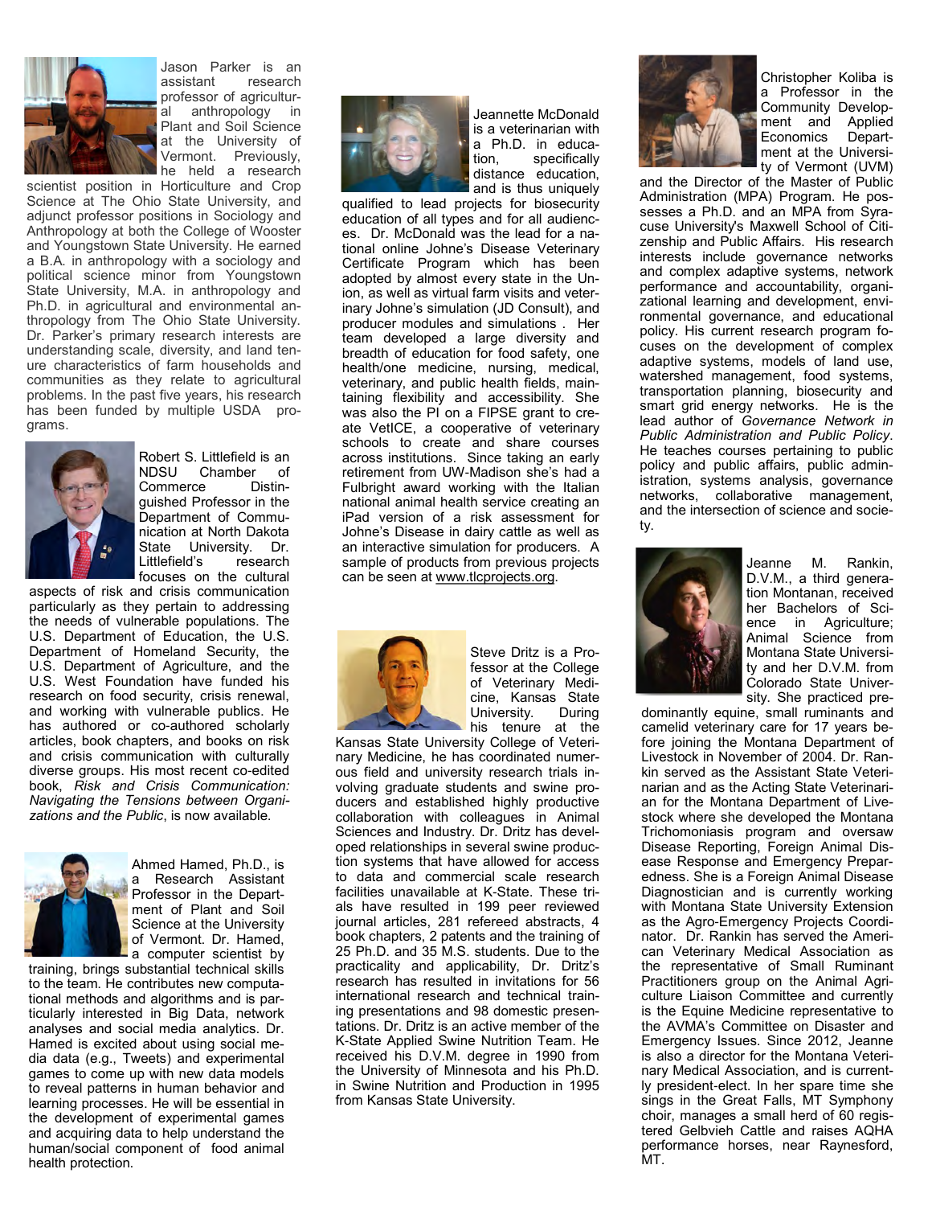Jason Parker is an assistant research professor of agricultural anthropology in Plant and Soil Science at the University of Vermont. Previously, he held a research scientist position in Horticulture and Crop Science at The Ohio State University, and adjunct professor positions in Sociology and Anthropology at both the College of Wooster and Youngstown State University. He earned a B.A. in anthropology with a sociology and political science minor from Youngstown State University, M.A. in anthropology and Ph.D. in agricultural and environmental anthropology from The Ohio State University. Dr. Parker's primary research interests are understanding scale, diversity, and land tenure characteristics of farm households and communities as they relate to agricultural problems. In the past five years, his research has been funded by multiple USDA programs.

Robert S. Littlefield is an NDSU Chamber of Commerce Distinguished Professor in the Department of Communication at North Dakota State University. Dr. Littlefield's research focuses on the cultural aspects of risk and crisis communication particularly as they pertain to addressing the needs of vulnerable populations. The U.S. Department of Education, the U.S. Department of Homeland Security, the U.S. Department of Agriculture, and the U.S. West Foundation have funded his research on food security, crisis renewal, and working with vulnerable publics. He has authored or co-authored scholarly articles, book chapters, and books on risk and crisis communication with culturally diverse groups. His most recent co-edited book, *Risk and Crisis Communication: Navigating the Tensions between Organizations and the Public*, is now available.

Ahmed Hamed, Ph.D., is a Research Assistant Professor in the Department of Plant and Soil Science at the University of Vermont. Dr. Hamed, a computer scientist by training, brings substantial technical skills to the team. He contributes new computational methods and algorithms and is particularly interested in Big Data, network analyses and social media analytics. Dr. Hamed is excited about using social media data (e.g., Tweets) and experimental games to come up with new data models to reveal patterns in human behavior and learning processes. He will be essential in the development of experimental games and acquiring data to help understand the human/social component of food animal health protection.

Jeannette McDonald is a veterinarian with a Ph.D. in education, specifically distance education, and is thus uniquely qualified to lead projects for biosecurity education of all types and for all audiences. Dr. McDonald was the lead for a national online Johne's Disease Veterinary Certificate Program which has been adopted by almost every state in the Union, as well as virtual farm visits and veterinary Johne's simulation (JD Consult), and producer modules and simulations . Her team developed a large diversity and breadth of education for food safety, one health/one medicine, nursing, medical, veterinary, and public health fields, maintaining flexibility and accessibility. She was also the PI on a FIPSE grant to create VetICE, a cooperative of veterinary schools to create and share courses across institutions. Since taking an early retirement from UW-Madison she's had a Fulbright award working with the Italian national animal health service creating an iPad version of a risk assessment for Johne's Disease in dairy cattle as well as an interactive simulation for producers. A sample of products from previous projects can be seen at www.tlcprojects.org.

Steve Dritz is a Professor at the College of Veterinary Medicine, Kansas State University. During his tenure at the Kansas State University College of Veterinary Medicine, he has coordinated numerous field and university research trials involving graduate students and swine producers and established highly productive collaboration with colleagues in Animal Sciences and Industry. Dr. Dritz has developed relationships in several swine production systems that have allowed for access to data and commercial scale research facilities unavailable at K-State. These trials have resulted in 199 peer reviewed journal articles, 281 refereed abstracts, 4 book chapters, 2 patents and the training of 25 Ph.D. and 35 M.S. students. Due to the practicality and applicability, Dr. Dritz's research has resulted in invitations for 56 international research and technical training presentations and 98 domestic presentations. Dr. Dritz is an active member of the K-State Applied Swine Nutrition Team. He received his D.V.M. degree in 1990 from the University of Minnesota and his Ph.D. in Swine Nutrition and Production in 1995 from Kansas State University.

Christopher Koliba is a Professor in the Community Development and Applied Economics Department at the University of Vermont (UVM) and the Director of the Master of Public Administration (MPA) Program. He possesses a Ph.D. and an MPA from Syracuse University's Maxwell School of Citizenship and Public Affairs. His research interests include governance networks and complex adaptive systems, network performance and accountability, organizational learning and development, environmental governance, and educational policy. His current research program focuses on the development of complex adaptive systems, models of land use, watershed management, food systems, transportation planning, biosecurity and smart grid energy networks. He is the lead author of *Governance Network in Public Administration and Public Policy*. He teaches courses pertaining to public policy and public affairs, public administration, systems analysis, governance networks, collaborative management, and the intersection of science and society.

Jeanne M. Rankin, D.V.M., a third generation Montanan, received her Bachelors of Science in Agriculture; Animal Science from Montana State University and her D.V.M. from Colorado State University. She practiced predominantly equine, small ruminants and camelid veterinary care for 17 years before joining the Montana Department of Livestock in November of 2004. Dr. Rankin served as the Assistant State Veterinarian and as the Acting State Veterinarian for the Montana Department of Livestock where she developed the Montana Trichomoniasis program and oversaw Disease Reporting, Foreign Animal Disease Response and Emergency Preparedness. She is a Foreign Animal Disease Diagnostician and is currently working with Montana State University Extension as the Agro-Emergency Projects Coordinator. Dr. Rankin has served the American Veterinary Medical Association as the representative of Small Ruminant Practitioners group on the Animal Agriculture Liaison Committee and currently is the Equine Medicine representative to the AVMA's Committee on Disaster and Emergency Issues. Since 2012, Jeanne is also a director for the Montana Veterinary Medical Association, and is currently president-elect. In her spare time she sings in the Great Falls, MT Symphony choir, manages a small herd of 60 registered Gelbvieh Cattle and raises AQHA performance horses, near Raynesford, MT.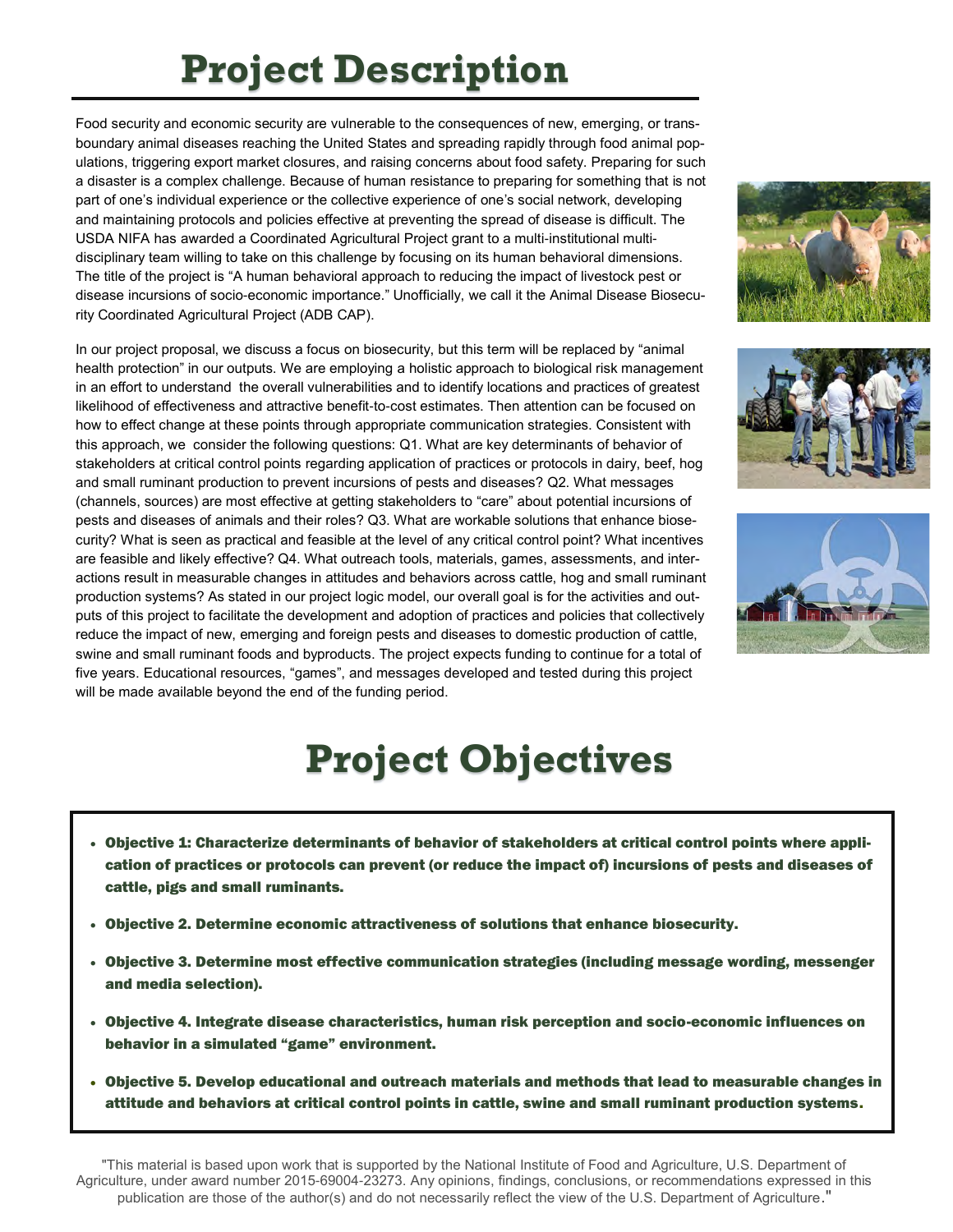# Project Description

Food security and economic security are vulnerable to the consequences of new, emerging, or trans-boundary animal diseases reaching the United States and spreading rapidly through food animal populations, triggering export market closures, and raising concerns about food safety. Preparing for such a disaster is a complex challenge. Because of human resistance to preparing for something that is not part of one's individual experience or the collective experience of one's social network, developing and maintaining protocols and policies effective at preventing the spread of disease is difficult. The USDA NIFA has awarded a Coordinated Agricultural Project grant to a multi-institutional multi-disciplinary team willing to take on this challenge by focusing on its human behavioral dimensions. The title of the project is "A human behavioral approach to reducing the impact of livestock pest or disease incursions of socio-economic importance." Unofficially, we call it the Animal Disease Biosecurity Coordinated Agricultural Project (ADB CAP).

In our project proposal, we discuss a focus on biosecurity, but this term will be replaced by "animal health protection" in our outputs. We are employing a holistic approach to biological risk management in an effort to understand the overall vulnerabilities and to identify locations and practices of greatest likelihood of effectiveness and attractive benefit-to-cost estimates. Then attention can be focused on how to effect change at these points through appropriate communication strategies. Consistent with this approach, we consider the following questions: Q1. What are key determinants of behavior of stakeholders at critical control points regarding application of practices or protocols in dairy, beef, hog and small ruminant production to prevent incursions of pests and diseases? Q2. What messages (channels, sources) are most effective at getting stakeholders to "care" about potential incursions of pests and diseases of animals and their roles? Q3. What are workable solutions that enhance biosecurity? What is seen as practical and feasible at the level of any critical control point? What incentives are feasible and likely effective? Q4. What outreach tools, materials, games, assessments, and interactions result in measurable changes in attitudes and behaviors across cattle, hog and small ruminant production systems? As stated in our project logic model, our overall goal is for the activities and outputs of this project to facilitate the development and adoption of practices and policies that collectively reduce the impact of new, emerging and foreign pests and diseases to domestic production of cattle, swine and small ruminant foods and byproducts. The project expects funding to continue for a total of five years. Educational resources, "games", and messages developed and tested during this project will be made available beyond the end of the funding period.

# Project Objectives

- **Objective 1: Characterize determinants of behavior of stakeholders at critical control points where application of practices or protocols can prevent (or reduce the impact of) incursions of pests and diseases of cattle, pigs and small ruminants.**
- **Objective 2. Determine economic attractiveness of solutions that enhance biosecurity.**
- **Objective 3. Determine most effective communication strategies (including message wording, messenger and media selection).**
- **Objective 4. Integrate disease characteristics, human risk perception and socio-economic influences on behavior in a simulated "game" environment.**
- **Objective 5. Develop educational and outreach materials and methods that lead to measurable changes in attitude and behaviors at critical control points in cattle, swine and small ruminant production systems.**

"This material is based upon work that is supported by the National Institute of Food and Agriculture, U.S. Department of Agriculture, under award number 2015-69004-23273. Any opinions, findings, conclusions, or recommendations expressed in this publication are those of the author(s) and do not necessarily reflect the view of the U.S. Department of Agriculture."